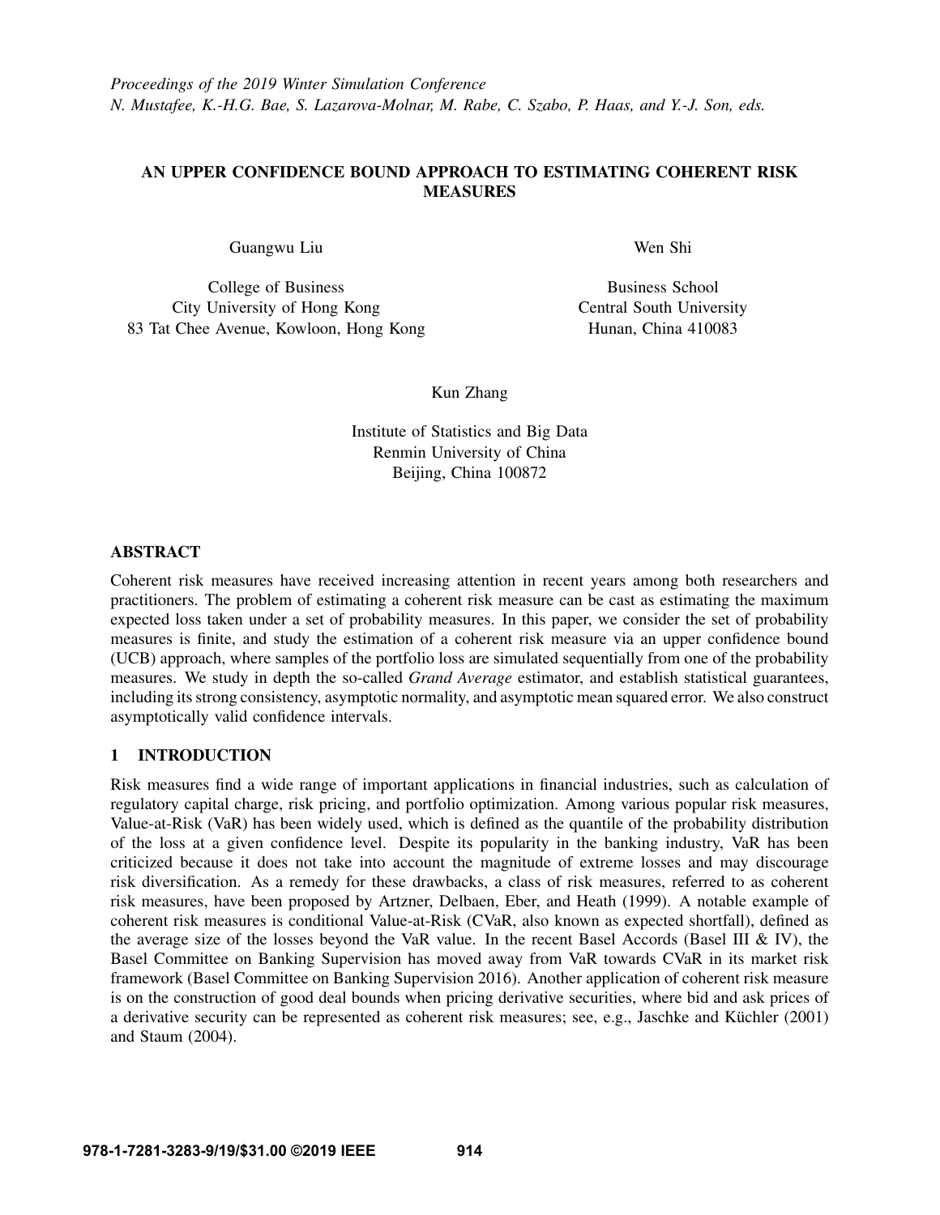# AN UPPER CONFIDENCE BOUND APPROACH TO ESTIMATING COHERENT RISK MEASURES

Guangwu Liu

College of Business
City University of Hong Kong
83 Tat Chee Avenue, Kowloon, Hong Kong

Wen Shi

Business School
Central South University
Hunan, China 410083

Kun Zhang

Institute of Statistics and Big Data
Renmin University of China
Beijing, China 100872

## ABSTRACT

Coherent risk measures have received increasing attention in recent years among both researchers and practitioners. The problem of estimating a coherent risk measure can be cast as estimating the maximum expected loss taken under a set of probability measures. In this paper, we consider the set of probability measures is finite, and study the estimation of a coherent risk measure via an upper confidence bound (UCB) approach, where samples of the portfolio loss are simulated sequentially from one of the probability measures. We study in depth the so-called *Grand Average* estimator, and establish statistical guarantees, including its strong consistency, asymptotic normality, and asymptotic mean squared error. We also construct asymptotically valid confidence intervals.

## 1 INTRODUCTION

Risk measures find a wide range of important applications in financial industries, such as calculation of regulatory capital charge, risk pricing, and portfolio optimization. Among various popular risk measures, Value-at-Risk (VaR) has been widely used, which is defined as the quantile of the probability distribution of the loss at a given confidence level. Despite its popularity in the banking industry, VaR has been criticized because it does not take into account the magnitude of extreme losses and may discourage risk diversification. As a remedy for these drawbacks, a class of risk measures, referred to as coherent risk measures, have been proposed by Artzner, Delbaen, Eber, and Heath (1999). A notable example of coherent risk measures is conditional Value-at-Risk (CVaR, also known as expected shortfall), defined as the average size of the losses beyond the VaR value. In the recent Basel Accords (Basel III & IV), the Basel Committee on Banking Supervision has moved away from VaR towards CVaR in its market risk framework (Basel Committee on Banking Supervision 2016). Another application of coherent risk measure is on the construction of good deal bounds when pricing derivative securities, where bid and ask prices of a derivative security can be represented as coherent risk measures; see, e.g., Jaschke and Küchler (2001) and Staum (2004).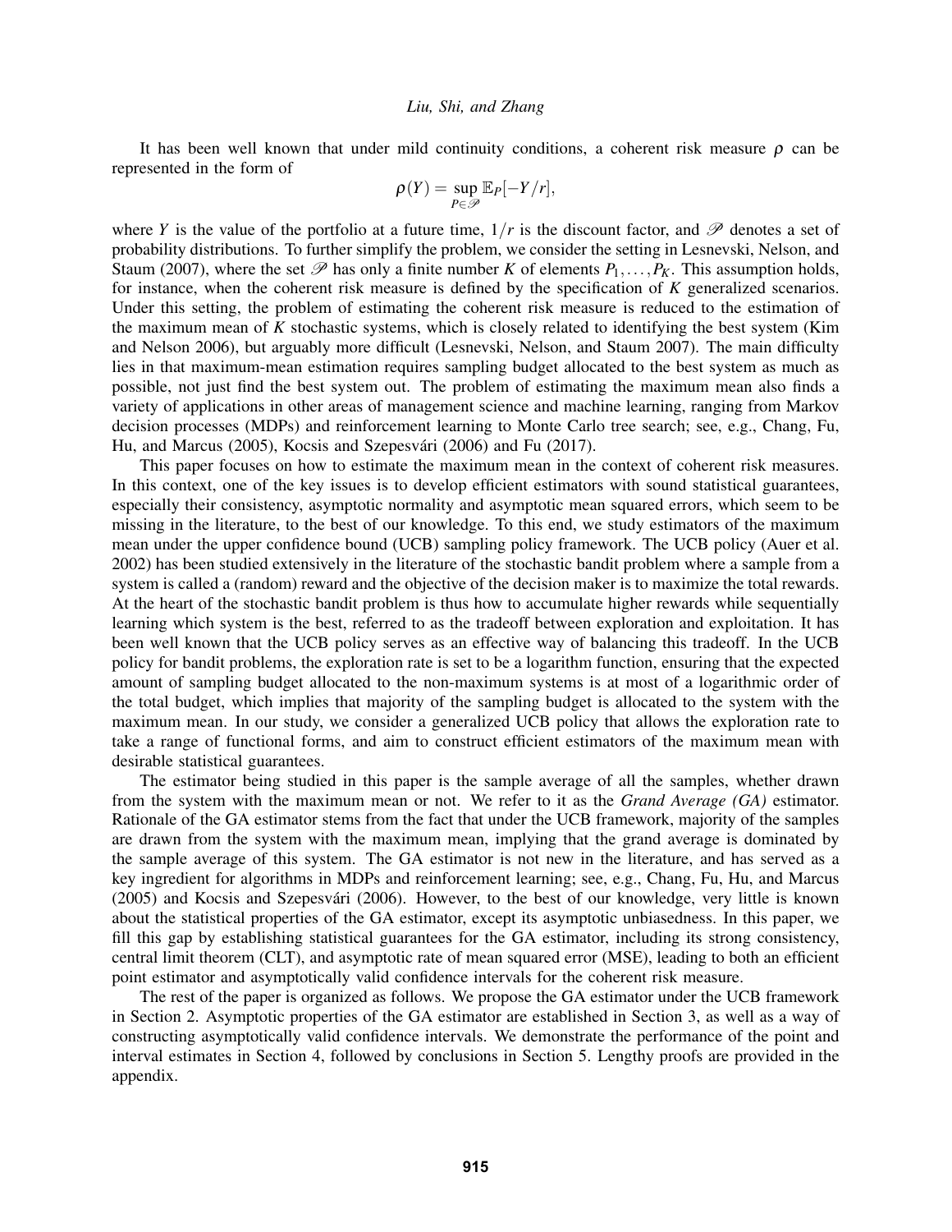It has been well known that under mild continuity conditions, a coherent risk measure $\rho$ can be represented in the form of

$$\rho(Y) = \sup_{P \in \mathscr{P}} \mathbb{E}_P[-Y/r],$$

where $Y$ is the value of the portfolio at a future time, $1/r$ is the discount factor, and $\mathscr{P}$ denotes a set of probability distributions. To further simplify the problem, we consider the setting in Lesnevski, Nelson, and Staum (2007), where the set $\mathscr{P}$ has only a finite number $K$ of elements $P_1, \ldots, P_K$. This assumption holds, for instance, when the coherent risk measure is defined by the specification of $K$ generalized scenarios. Under this setting, the problem of estimating the coherent risk measure is reduced to the estimation of the maximum mean of $K$ stochastic systems, which is closely related to identifying the best system (Kim and Nelson 2006), but arguably more difficult (Lesnevski, Nelson, and Staum 2007). The main difficulty lies in that maximum-mean estimation requires sampling budget allocated to the best system as much as possible, not just find the best system out. The problem of estimating the maximum mean also finds a variety of applications in other areas of management science and machine learning, ranging from Markov decision processes (MDPs) and reinforcement learning to Monte Carlo tree search; see, e.g., Chang, Fu, Hu, and Marcus (2005), Kocsis and Szepesvári (2006) and Fu (2017).

This paper focuses on how to estimate the maximum mean in the context of coherent risk measures. In this context, one of the key issues is to develop efficient estimators with sound statistical guarantees, especially their consistency, asymptotic normality and asymptotic mean squared errors, which seem to be missing in the literature, to the best of our knowledge. To this end, we study estimators of the maximum mean under the upper confidence bound (UCB) sampling policy framework. The UCB policy (Auer et al. 2002) has been studied extensively in the literature of the stochastic bandit problem where a sample from a system is called a (random) reward and the objective of the decision maker is to maximize the total rewards. At the heart of the stochastic bandit problem is thus how to accumulate higher rewards while sequentially learning which system is the best, referred to as the tradeoff between exploration and exploitation. It has been well known that the UCB policy serves as an effective way of balancing this tradeoff. In the UCB policy for bandit problems, the exploration rate is set to be a logarithm function, ensuring that the expected amount of sampling budget allocated to the non-maximum systems is at most of a logarithmic order of the total budget, which implies that majority of the sampling budget is allocated to the system with the maximum mean. In our study, we consider a generalized UCB policy that allows the exploration rate to take a range of functional forms, and aim to construct efficient estimators of the maximum mean with desirable statistical guarantees.

The estimator being studied in this paper is the sample average of all the samples, whether drawn from the system with the maximum mean or not. We refer to it as the *Grand Average (GA)* estimator. Rationale of the GA estimator stems from the fact that under the UCB framework, majority of the samples are drawn from the system with the maximum mean, implying that the grand average is dominated by the sample average of this system. The GA estimator is not new in the literature, and has served as a key ingredient for algorithms in MDPs and reinforcement learning; see, e.g., Chang, Fu, Hu, and Marcus (2005) and Kocsis and Szepesvári (2006). However, to the best of our knowledge, very little is known about the statistical properties of the GA estimator, except its asymptotic unbiasedness. In this paper, we fill this gap by establishing statistical guarantees for the GA estimator, including its strong consistency, central limit theorem (CLT), and asymptotic rate of mean squared error (MSE), leading to both an efficient point estimator and asymptotically valid confidence intervals for the coherent risk measure.

The rest of the paper is organized as follows. We propose the GA estimator under the UCB framework in Section 2. Asymptotic properties of the GA estimator are established in Section 3, as well as a way of constructing asymptotically valid confidence intervals. We demonstrate the performance of the point and interval estimates in Section 4, followed by conclusions in Section 5. Lengthy proofs are provided in the appendix.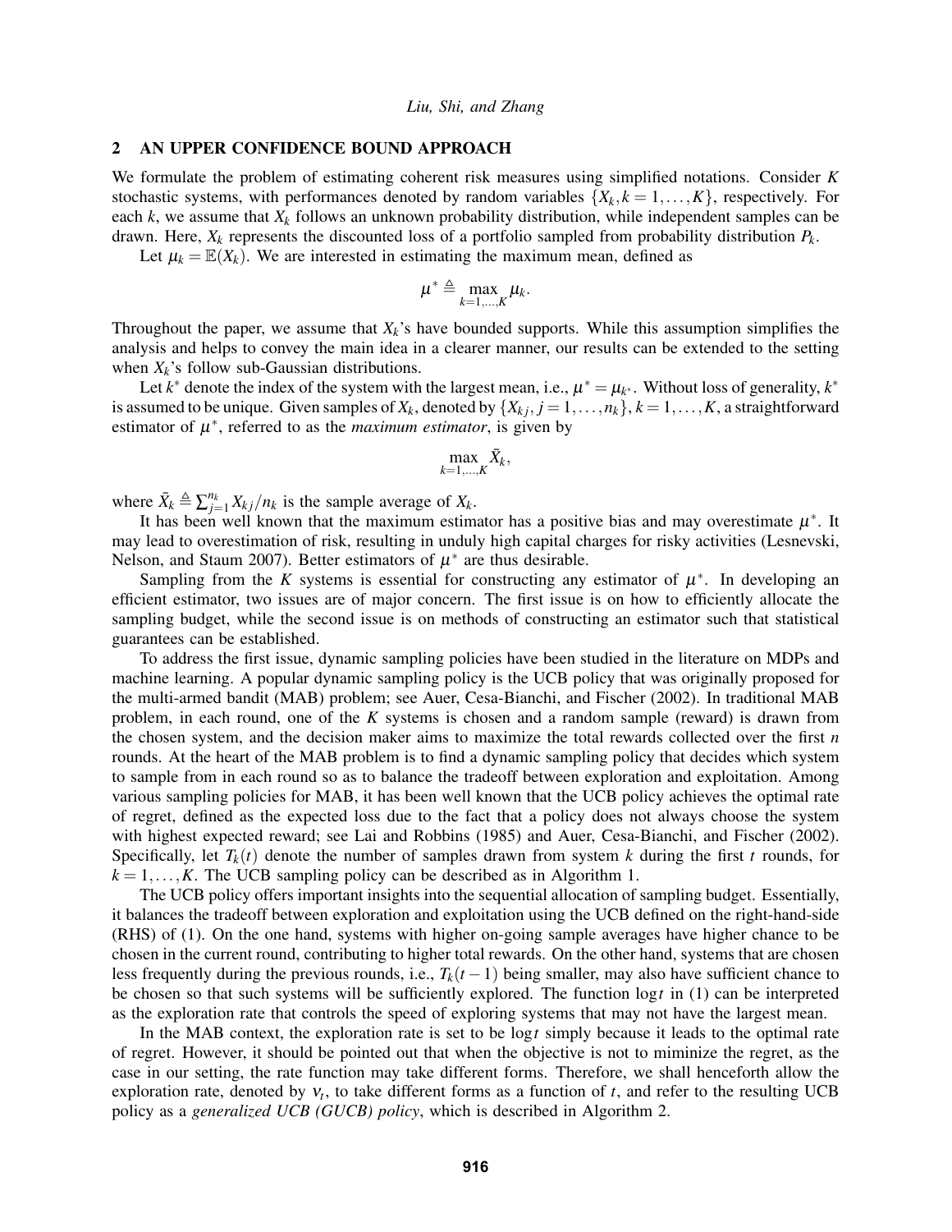## 2 AN UPPER CONFIDENCE BOUND APPROACH

We formulate the problem of estimating coherent risk measures using simplified notations. Consider $K$ stochastic systems, with performances denoted by random variables $\{X_k, k = 1,\ldots,K\}$, respectively. For each $k$, we assume that $X_k$ follows an unknown probability distribution, while independent samples can be drawn. Here, $X_k$ represents the discounted loss of a portfolio sampled from probability distribution $P_k$.

Let $\mu_k = \mathbb{E}(X_k)$. We are interested in estimating the maximum mean, defined as

$$\mu^* \triangleq \max_{k=1,\ldots,K} \mu_k.$$

Throughout the paper, we assume that $X_k$'s have bounded supports. While this assumption simplifies the analysis and helps to convey the main idea in a clearer manner, our results can be extended to the setting when $X_k$'s follow sub-Gaussian distributions.

Let $k^*$ denote the index of the system with the largest mean, i.e., $\mu^* = \mu_{k^*}$. Without loss of generality, $k^*$ is assumed to be unique. Given samples of $X_k$, denoted by $\{X_{kj}, j = 1,\ldots,n_k\}$, $k = 1,\ldots,K$, a straightforward estimator of $\mu^*$, referred to as the *maximum estimator*, is given by

$$\max_{k=1,\ldots,K} \bar{X}_k,$$

where $\bar{X}_k \triangleq \sum_{j=1}^{n_k} X_{kj}/n_k$ is the sample average of $X_k$.

It has been well known that the maximum estimator has a positive bias and may overestimate $\mu^*$. It may lead to overestimation of risk, resulting in unduly high capital charges for risky activities (Lesnevski, Nelson, and Staum 2007). Better estimators of $\mu^*$ are thus desirable.

Sampling from the $K$ systems is essential for constructing any estimator of $\mu^*$. In developing an efficient estimator, two issues are of major concern. The first issue is on how to efficiently allocate the sampling budget, while the second issue is on methods of constructing an estimator such that statistical guarantees can be established.

To address the first issue, dynamic sampling policies have been studied in the literature on MDPs and machine learning. A popular dynamic sampling policy is the UCB policy that was originally proposed for the multi-armed bandit (MAB) problem; see Auer, Cesa-Bianchi, and Fischer (2002). In traditional MAB problem, in each round, one of the $K$ systems is chosen and a random sample (reward) is drawn from the chosen system, and the decision maker aims to maximize the total rewards collected over the first $n$ rounds. At the heart of the MAB problem is to find a dynamic sampling policy that decides which system to sample from in each round so as to balance the tradeoff between exploration and exploitation. Among various sampling policies for MAB, it has been well known that the UCB policy achieves the optimal rate of regret, defined as the expected loss due to the fact that a policy does not always choose the system with highest expected reward; see Lai and Robbins (1985) and Auer, Cesa-Bianchi, and Fischer (2002). Specifically, let $T_k(t)$ denote the number of samples drawn from system $k$ during the first $t$ rounds, for $k = 1,\ldots,K$. The UCB sampling policy can be described as in Algorithm 1.

The UCB policy offers important insights into the sequential allocation of sampling budget. Essentially, it balances the tradeoff between exploration and exploitation using the UCB defined on the right-hand-side (RHS) of (1). On the one hand, systems with higher on-going sample averages have higher chance to be chosen in the current round, contributing to higher total rewards. On the other hand, systems that are chosen less frequently during the previous rounds, i.e., $T_k(t-1)$ being smaller, may also have sufficient chance to be chosen so that such systems will be sufficiently explored. The function $\log t$ in (1) can be interpreted as the exploration rate that controls the speed of exploring systems that may not have the largest mean.

In the MAB context, the exploration rate is set to be $\log t$ simply because it leads to the optimal rate of regret. However, it should be pointed out that when the objective is not to miminize the regret, as the case in our setting, the rate function may take different forms. Therefore, we shall henceforth allow the exploration rate, denoted by $\nu_t$, to take different forms as a function of $t$, and refer to the resulting UCB policy as a *generalized UCB (GUCB) policy*, which is described in Algorithm 2.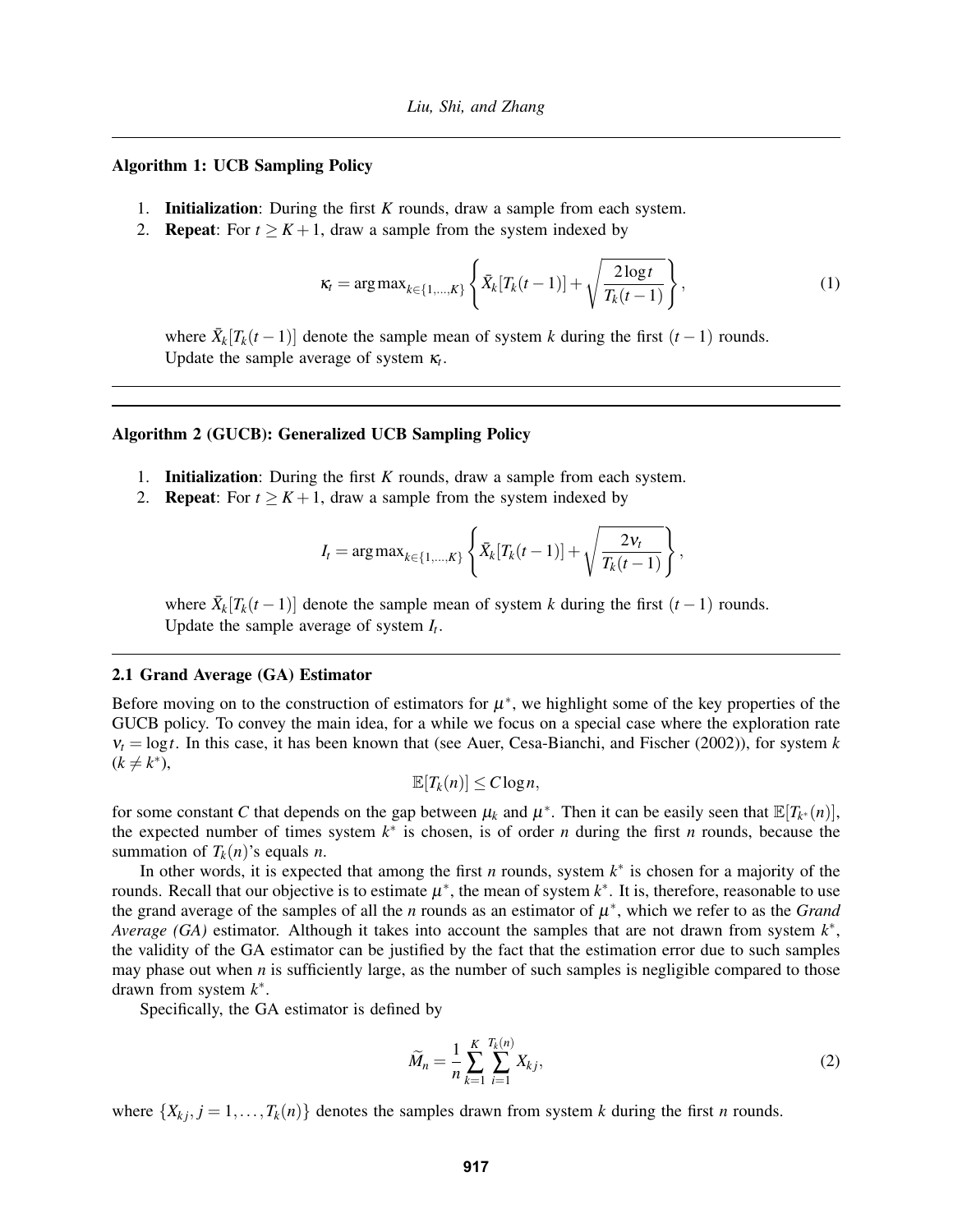**Algorithm 1: UCB Sampling Policy**

1. **Initialization**: During the first $K$ rounds, draw a sample from each system.
2. **Repeat**: For $t \geq K+1$, draw a sample from the system indexed by

$$\kappa_t = \arg\max_{k \in \{1,\dots,K\}} \left\{ \bar{X}_k[T_k(t-1)] + \sqrt{\frac{2\log t}{T_k(t-1)}} \right\}, \tag{1}$$

   where $\bar{X}_k[T_k(t-1)]$ denote the sample mean of system $k$ during the first $(t-1)$ rounds. Update the sample average of system $\kappa_t$.

---

**Algorithm 2 (GUCB): Generalized UCB Sampling Policy**

1. **Initialization**: During the first $K$ rounds, draw a sample from each system.
2. **Repeat**: For $t \geq K+1$, draw a sample from the system indexed by

$$I_t = \arg\max_{k \in \{1,\dots,K\}} \left\{ \bar{X}_k[T_k(t-1)] + \sqrt{\frac{2\nu_t}{T_k(t-1)}} \right\},$$

   where $\bar{X}_k[T_k(t-1)]$ denote the sample mean of system $k$ during the first $(t-1)$ rounds. Update the sample average of system $I_t$.

---

### 2.1 Grand Average (GA) Estimator

Before moving on to the construction of estimators for $\mu^*$, we highlight some of the key properties of the GUCB policy. To convey the main idea, for a while we focus on a special case where the exploration rate $\nu_t = \log t$. In this case, it has been known that (see Auer, Cesa-Bianchi, and Fischer (2002)), for system $k$ ($k \neq k^*$),

$$\mathbb{E}[T_k(n)] \leq C \log n,$$

for some constant $C$ that depends on the gap between $\mu_k$ and $\mu^*$. Then it can be easily seen that $\mathbb{E}[T_{k^*}(n)]$, the expected number of times system $k^*$ is chosen, is of order $n$ during the first $n$ rounds, because the summation of $T_k(n)$'s equals $n$.

In other words, it is expected that among the first $n$ rounds, system $k^*$ is chosen for a majority of the rounds. Recall that our objective is to estimate $\mu^*$, the mean of system $k^*$. It is, therefore, reasonable to use the grand average of the samples of all the $n$ rounds as an estimator of $\mu^*$, which we refer to as the *Grand Average (GA)* estimator. Although it takes into account the samples that are not drawn from system $k^*$, the validity of the GA estimator can be justified by the fact that the estimation error due to such samples may phase out when $n$ is sufficiently large, as the number of such samples is negligible compared to those drawn from system $k^*$.

Specifically, the GA estimator is defined by

$$\widetilde{M}_n = \frac{1}{n} \sum_{k=1}^{K} \sum_{i=1}^{T_k(n)} X_{kj}, \tag{2}$$

where $\{X_{kj}, j = 1, \dots, T_k(n)\}$ denotes the samples drawn from system $k$ during the first $n$ rounds.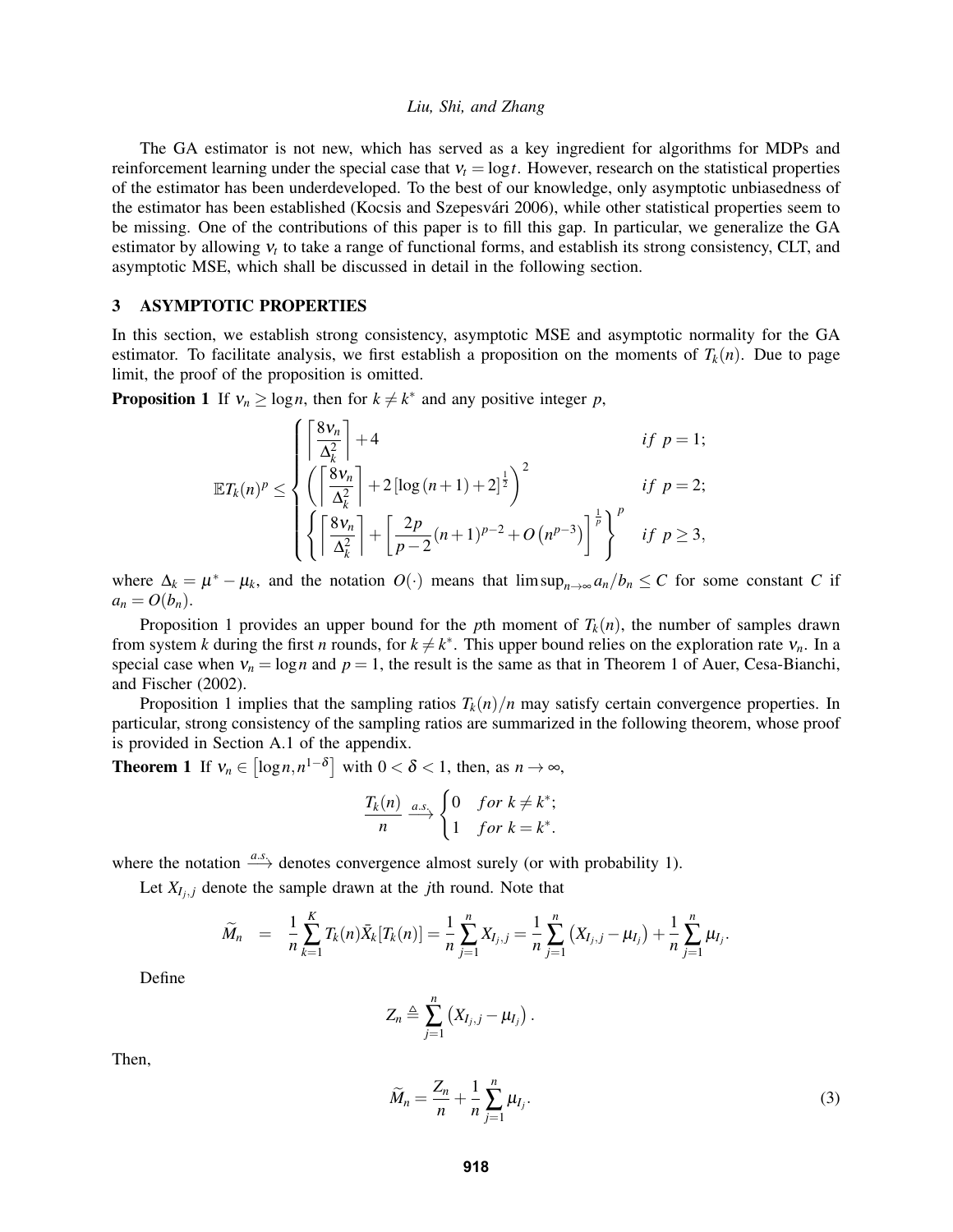The GA estimator is not new, which has served as a key ingredient for algorithms for MDPs and reinforcement learning under the special case that $\nu_t = \log t$. However, research on the statistical properties of the estimator has been underdeveloped. To the best of our knowledge, only asymptotic unbiasedness of the estimator has been established (Kocsis and Szepesvári 2006), while other statistical properties seem to be missing. One of the contributions of this paper is to fill this gap. In particular, we generalize the GA estimator by allowing $\nu_t$ to take a range of functional forms, and establish its strong consistency, CLT, and asymptotic MSE, which shall be discussed in detail in the following section.

## 3 ASYMPTOTIC PROPERTIES

In this section, we establish strong consistency, asymptotic MSE and asymptotic normality for the GA estimator. To facilitate analysis, we first establish a proposition on the moments of $T_k(n)$. Due to page limit, the proof of the proposition is omitted.

**Proposition 1** If $\nu_n \geq \log n$, then for $k \neq k^*$ and any positive integer $p$,

$$\mathbb{E}T_k(n)^p \leq \begin{cases} \left\lceil \dfrac{8\nu_n}{\Delta_k^2} \right\rceil + 4 & if \ p = 1; \\ \left( \left\lceil \dfrac{8\nu_n}{\Delta_k^2} \right\rceil + 2\left[\log(n+1)+2\right]^{\frac{1}{2}} \right)^2 & if \ p = 2; \\ \left\{ \left\lceil \dfrac{8\nu_n}{\Delta_k^2} \right\rceil + \left[ \dfrac{2p}{p-2}(n+1)^{p-2} + O\left(n^{p-3}\right) \right]^{\frac{1}{p}} \right\}^p & if \ p \geq 3, \end{cases}$$

where $\Delta_k = \mu^* - \mu_k$, and the notation $O(\cdot)$ means that $\limsup_{n\to\infty} a_n/b_n \leq C$ for some constant $C$ if $a_n = O(b_n)$.

Proposition 1 provides an upper bound for the $p$th moment of $T_k(n)$, the number of samples drawn from system $k$ during the first $n$ rounds, for $k \neq k^*$. This upper bound relies on the exploration rate $\nu_n$. In a special case when $\nu_n = \log n$ and $p = 1$, the result is the same as that in Theorem 1 of Auer, Cesa-Bianchi, and Fischer (2002).

Proposition 1 implies that the sampling ratios $T_k(n)/n$ may satisfy certain convergence properties. In particular, strong consistency of the sampling ratios are summarized in the following theorem, whose proof is provided in Section A.1 of the appendix.

**Theorem 1** If $\nu_n \in \left[\log n, n^{1-\delta}\right]$ with $0 < \delta < 1$, then, as $n \to \infty$,

$$\frac{T_k(n)}{n} \xrightarrow{a.s.} \begin{cases} 0 & for \ k \neq k^*; \\ 1 & for \ k = k^*. \end{cases}$$

where the notation $\xrightarrow{a.s.}$ denotes convergence almost surely (or with probability 1).

Let $X_{I_j,j}$ denote the sample drawn at the $j$th round. Note that

$$\widetilde{M}_n = \frac{1}{n}\sum_{k=1}^{K} T_k(n)\bar{X}_k[T_k(n)] = \frac{1}{n}\sum_{j=1}^{n} X_{I_j,j} = \frac{1}{n}\sum_{j=1}^{n}\left(X_{I_j,j} - \mu_{I_j}\right) + \frac{1}{n}\sum_{j=1}^{n}\mu_{I_j}.$$

Define

$$Z_n \triangleq \sum_{j=1}^{n}\left(X_{I_j,j} - \mu_{I_j}\right).$$

Then,

$$\widetilde{M}_n = \frac{Z_n}{n} + \frac{1}{n}\sum_{j=1}^{n}\mu_{I_j}. \tag{3}$$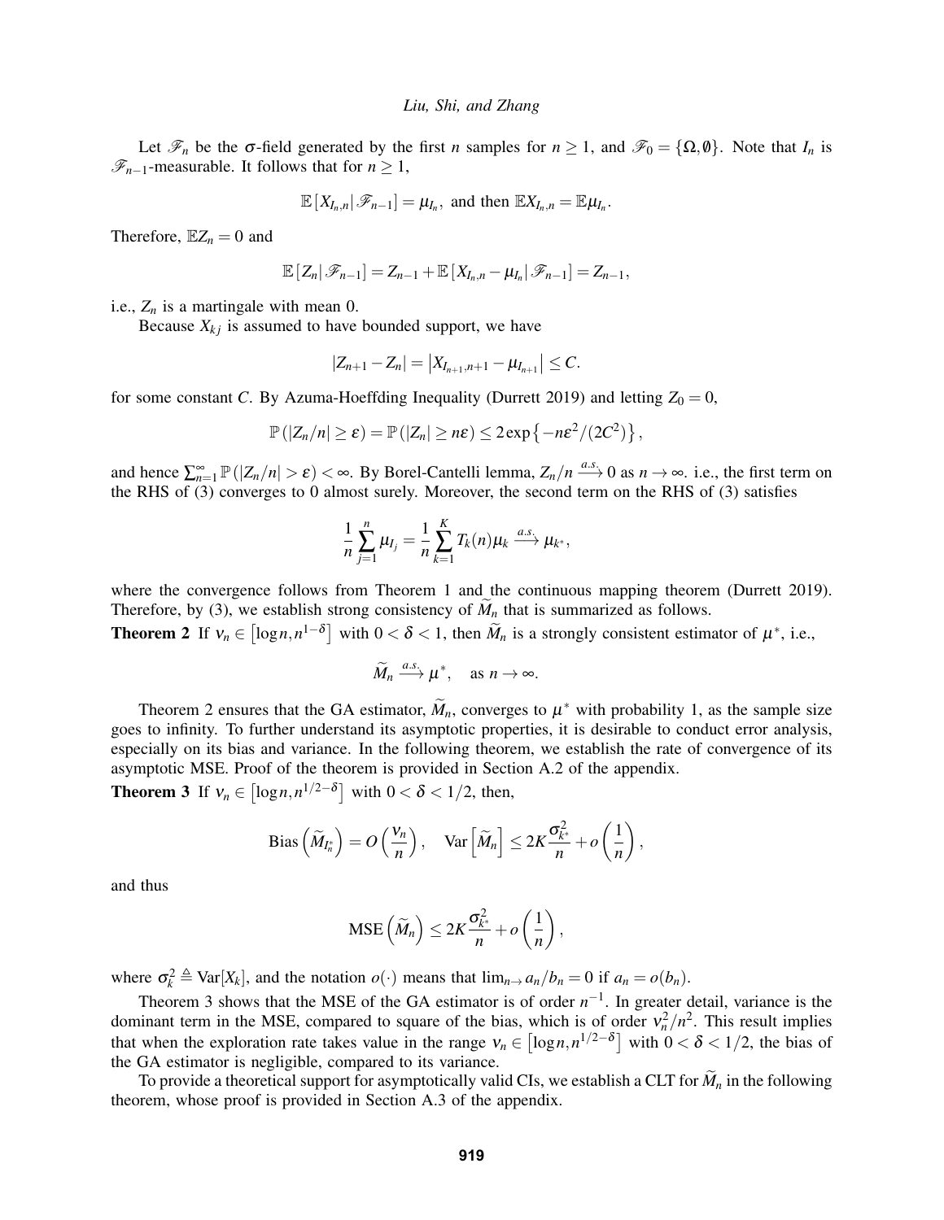Let $\mathscr{F}_n$ be the $\sigma$-field generated by the first $n$ samples for $n \geq 1$, and $\mathscr{F}_0 = \{\Omega, \emptyset\}$. Note that $I_n$ is $\mathscr{F}_{n-1}$-measurable. It follows that for $n \geq 1$,

$$\mathbb{E}\left[X_{I_n,n} \middle| \mathscr{F}_{n-1}\right] = \mu_{I_n}, \text{ and then } \mathbb{E}X_{I_n,n} = \mathbb{E}\mu_{I_n}.$$

Therefore, $\mathbb{E}Z_n = 0$ and

$$\mathbb{E}\left[Z_n \middle| \mathscr{F}_{n-1}\right] = Z_{n-1} + \mathbb{E}\left[X_{I_n,n} - \mu_{I_n} \middle| \mathscr{F}_{n-1}\right] = Z_{n-1},$$

i.e., $Z_n$ is a martingale with mean 0.

Because $X_{kj}$ is assumed to have bounded support, we have

$$|Z_{n+1} - Z_n| = \left|X_{I_{n+1},n+1} - \mu_{I_{n+1}}\right| \leq C.$$

for some constant $C$. By Azuma-Hoeffding Inequality (Durrett 2019) and letting $Z_0 = 0$,

$$\mathbb{P}\left(|Z_n/n| \geq \varepsilon\right) = \mathbb{P}\left(|Z_n| \geq n\varepsilon\right) \leq 2\exp\left\{-n\varepsilon^2/(2C^2)\right\},$$

and hence $\sum_{n=1}^{\infty} \mathbb{P}\left(|Z_n/n| > \varepsilon\right) < \infty$. By Borel-Cantelli lemma, $Z_n/n \xrightarrow{a.s.} 0$ as $n \to \infty$. i.e., the first term on the RHS of (3) converges to 0 almost surely. Moreover, the second term on the RHS of (3) satisfies

$$\frac{1}{n}\sum_{j=1}^{n} \mu_{I_j} = \frac{1}{n}\sum_{k=1}^{K} T_k(n)\mu_k \xrightarrow{a.s.} \mu_{k^*},$$

where the convergence follows from Theorem 1 and the continuous mapping theorem (Durrett 2019). Therefore, by (3), we establish strong consistency of $\widetilde{M}_n$ that is summarized as follows.

**Theorem 2** If $\nu_n \in \left[\log n, n^{1-\delta}\right]$ with $0 < \delta < 1$, then $\widetilde{M}_n$ is a strongly consistent estimator of $\mu^*$, i.e.,

$$\widetilde{M}_n \xrightarrow{a.s.} \mu^*, \quad \text{as } n \to \infty.$$

Theorem 2 ensures that the GA estimator, $\widetilde{M}_n$, converges to $\mu^*$ with probability 1, as the sample size goes to infinity. To further understand its asymptotic properties, it is desirable to conduct error analysis, especially on its bias and variance. In the following theorem, we establish the rate of convergence of its asymptotic MSE. Proof of the theorem is provided in Section A.2 of the appendix.

**Theorem 3** If $\nu_n \in \left[\log n, n^{1/2-\delta}\right]$ with $0 < \delta < 1/2$, then,

$$\text{Bias}\left(\widetilde{M}_{I_n^*}\right) = O\left(\frac{\nu_n}{n}\right), \quad \text{Var}\left[\widetilde{M}_n\right] \leq 2K\frac{\sigma_{k^*}^2}{n} + o\left(\frac{1}{n}\right),$$

and thus

$$\text{MSE}\left(\widetilde{M}_n\right) \leq 2K\frac{\sigma_{k^*}^2}{n} + o\left(\frac{1}{n}\right),$$

where $\sigma_k^2 \triangleq \text{Var}[X_k]$, and the notation $o(\cdot)$ means that $\lim_{n\to} a_n/b_n = 0$ if $a_n = o(b_n)$.

Theorem 3 shows that the MSE of the GA estimator is of order $n^{-1}$. In greater detail, variance is the dominant term in the MSE, compared to square of the bias, which is of order $\nu_n^2/n^2$. This result implies that when the exploration rate takes value in the range $\nu_n \in \left[\log n, n^{1/2-\delta}\right]$ with $0 < \delta < 1/2$, the bias of the GA estimator is negligible, compared to its variance.

To provide a theoretical support for asymptotically valid CIs, we establish a CLT for $\widetilde{M}_n$ in the following theorem, whose proof is provided in Section A.3 of the appendix.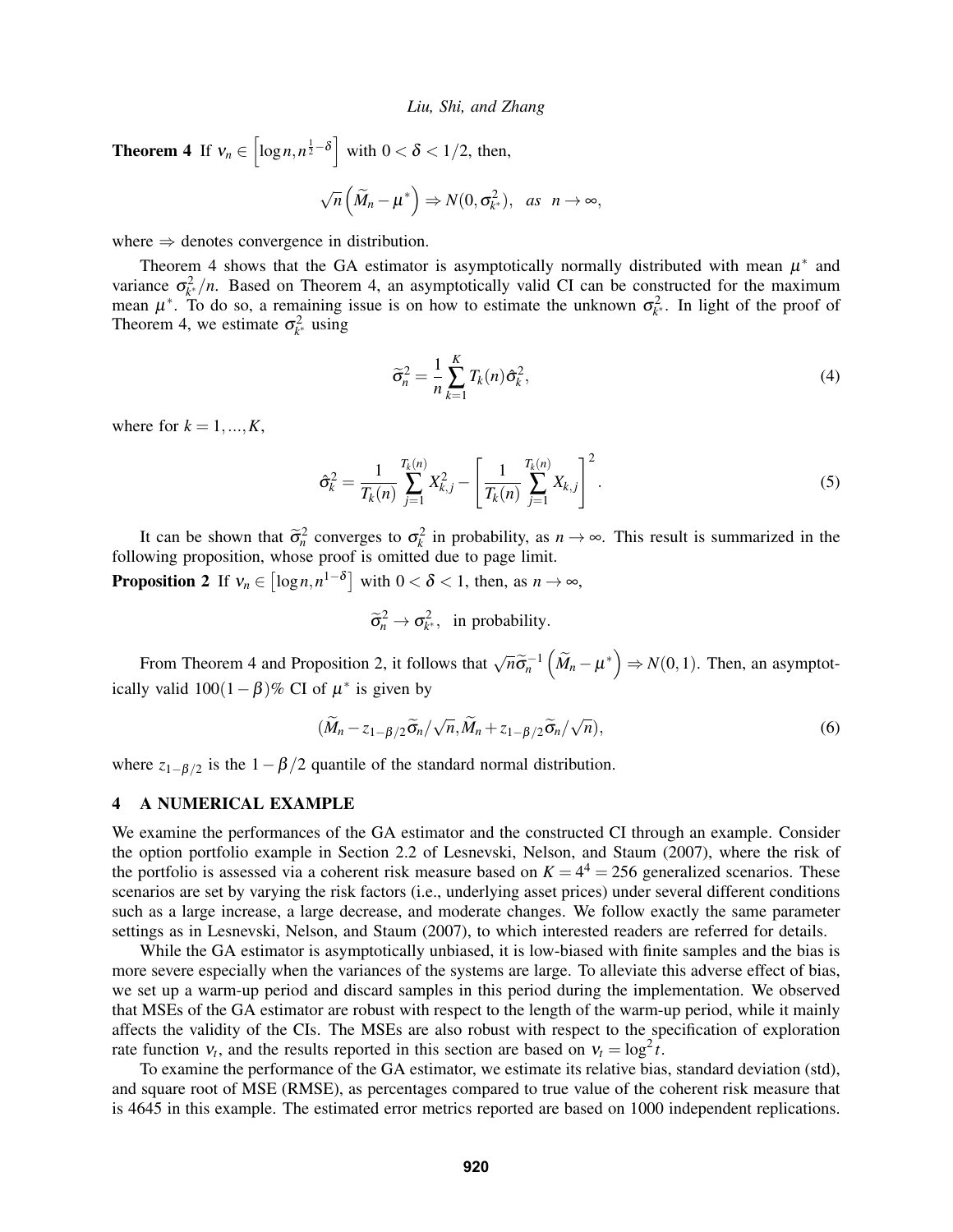**Theorem 4** If $\nu_n \in \left[\log n, n^{\frac{1}{2}-\delta}\right]$ with $0 < \delta < 1/2$, then,

$$\sqrt{n}\left(\widetilde{M}_n - \mu^*\right) \Rightarrow N(0, \sigma_{k^*}^2), \quad as \quad n \to \infty,$$

where $\Rightarrow$ denotes convergence in distribution.

Theorem 4 shows that the GA estimator is asymptotically normally distributed with mean $\mu^*$ and variance $\sigma_{k^*}^2/n$. Based on Theorem 4, an asymptotically valid CI can be constructed for the maximum mean $\mu^*$. To do so, a remaining issue is on how to estimate the unknown $\sigma_{k^*}^2$. In light of the proof of Theorem 4, we estimate $\sigma_{k^*}^2$ using

$$\widetilde{\sigma}_n^2 = \frac{1}{n}\sum_{k=1}^{K} T_k(n)\hat{\sigma}_k^2, \tag{4}$$

where for $k = 1, ..., K$,

$$\hat{\sigma}_k^2 = \frac{1}{T_k(n)}\sum_{j=1}^{T_k(n)} X_{k,j}^2 - \left[\frac{1}{T_k(n)}\sum_{j=1}^{T_k(n)} X_{k,j}\right]^2. \tag{5}$$

It can be shown that $\widetilde{\sigma}_n^2$ converges to $\sigma_k^2$ in probability, as $n \to \infty$. This result is summarized in the following proposition, whose proof is omitted due to page limit.

**Proposition 2** If $\nu_n \in \left[\log n, n^{1-\delta}\right]$ with $0 < \delta < 1$, then, as $n \to \infty$,

$$\widetilde{\sigma}_n^2 \to \sigma_{k^*}^2, \quad \text{in probability.}$$

From Theorem 4 and Proposition 2, it follows that $\sqrt{n}\widetilde{\sigma}_n^{-1}\left(\widetilde{M}_n - \mu^*\right) \Rightarrow N(0,1)$. Then, an asymptotically valid $100(1-\beta)\%$ CI of $\mu^*$ is given by

$$(\widetilde{M}_n - z_{1-\beta/2}\widetilde{\sigma}_n/\sqrt{n}, \widetilde{M}_n + z_{1-\beta/2}\widetilde{\sigma}_n/\sqrt{n}), \tag{6}$$

where $z_{1-\beta/2}$ is the $1-\beta/2$ quantile of the standard normal distribution.

## 4 A NUMERICAL EXAMPLE

We examine the performances of the GA estimator and the constructed CI through an example. Consider the option portfolio example in Section 2.2 of Lesnevski, Nelson, and Staum (2007), where the risk of the portfolio is assessed via a coherent risk measure based on $K = 4^4 = 256$ generalized scenarios. These scenarios are set by varying the risk factors (i.e., underlying asset prices) under several different conditions such as a large increase, a large decrease, and moderate changes. We follow exactly the same parameter settings as in Lesnevski, Nelson, and Staum (2007), to which interested readers are referred for details.

While the GA estimator is asymptotically unbiased, it is low-biased with finite samples and the bias is more severe especially when the variances of the systems are large. To alleviate this adverse effect of bias, we set up a warm-up period and discard samples in this period during the implementation. We observed that MSEs of the GA estimator are robust with respect to the length of the warm-up period, while it mainly affects the validity of the CIs. The MSEs are also robust with respect to the specification of exploration rate function $\nu_t$, and the results reported in this section are based on $\nu_t = \log^2 t$.

To examine the performance of the GA estimator, we estimate its relative bias, standard deviation (std), and square root of MSE (RMSE), as percentages compared to true value of the coherent risk measure that is 4645 in this example. The estimated error metrics reported are based on 1000 independent replications.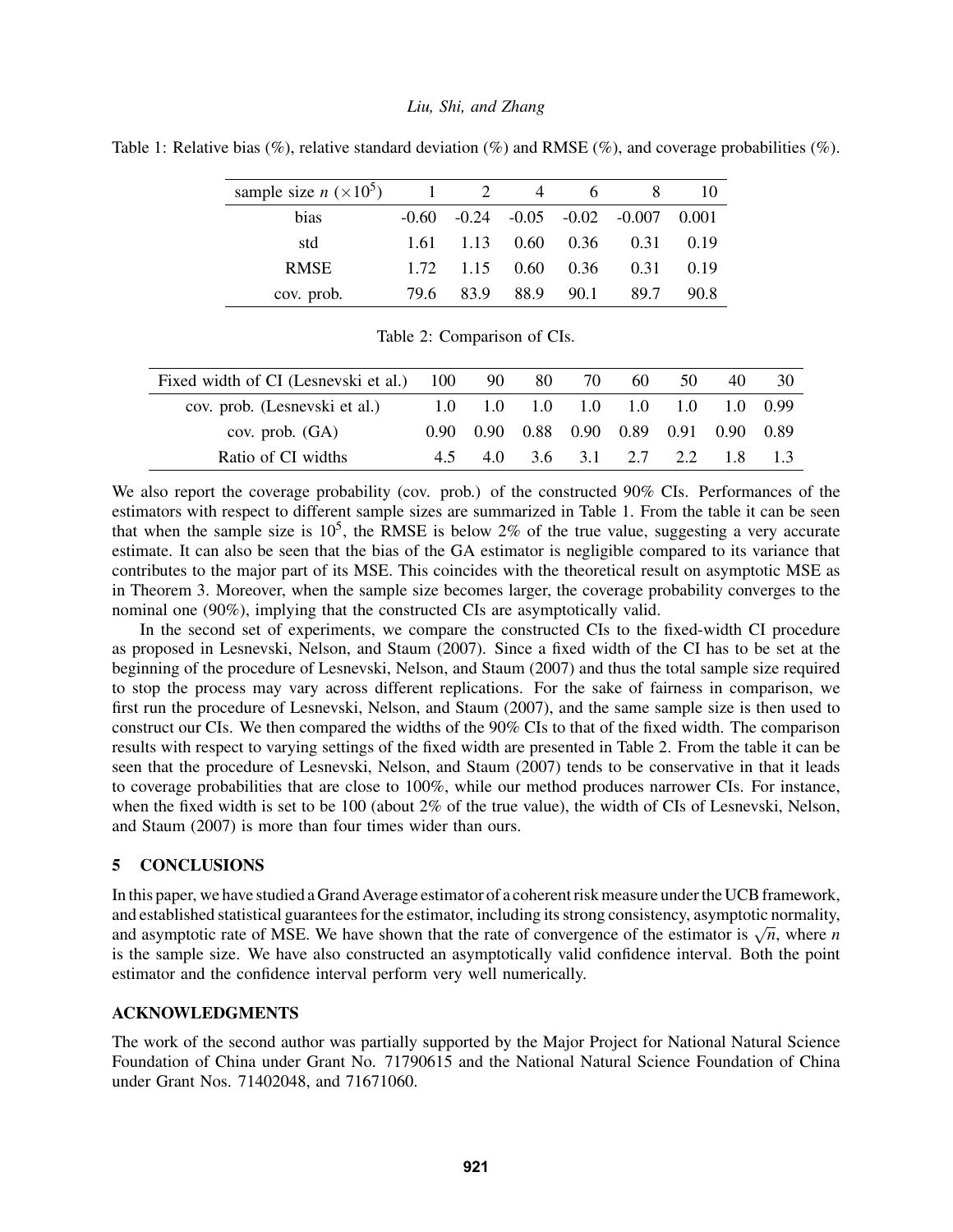Table 1: Relative bias (%), relative standard deviation (%) and RMSE (%), and coverage probabilities (%).

| sample size $n$ ($\times 10^5$) | 1 | 2 | 4 | 6 | 8 | 10 |
|---|---|---|---|---|---|---|
| bias | -0.60 | -0.24 | -0.05 | -0.02 | -0.007 | 0.001 |
| std | 1.61 | 1.13 | 0.60 | 0.36 | 0.31 | 0.19 |
| RMSE | 1.72 | 1.15 | 0.60 | 0.36 | 0.31 | 0.19 |
| cov. prob. | 79.6 | 83.9 | 88.9 | 90.1 | 89.7 | 90.8 |

Table 2: Comparison of CIs.

| Fixed width of CI (Lesnevski et al.) | 100 | 90 | 80 | 70 | 60 | 50 | 40 | 30 |
|---|---|---|---|---|---|---|---|---|
| cov. prob. (Lesnevski et al.) | 1.0 | 1.0 | 1.0 | 1.0 | 1.0 | 1.0 | 1.0 | 0.99 |
| cov. prob. (GA) | 0.90 | 0.90 | 0.88 | 0.90 | 0.89 | 0.91 | 0.90 | 0.89 |
| Ratio of CI widths | 4.5 | 4.0 | 3.6 | 3.1 | 2.7 | 2.2 | 1.8 | 1.3 |

We also report the coverage probability (cov. prob.) of the constructed 90% CIs. Performances of the estimators with respect to different sample sizes are summarized in Table 1. From the table it can be seen that when the sample size is $10^5$, the RMSE is below 2% of the true value, suggesting a very accurate estimate. It can also be seen that the bias of the GA estimator is negligible compared to its variance that contributes to the major part of its MSE. This coincides with the theoretical result on asymptotic MSE as in Theorem 3. Moreover, when the sample size becomes larger, the coverage probability converges to the nominal one (90%), implying that the constructed CIs are asymptotically valid.

In the second set of experiments, we compare the constructed CIs to the fixed-width CI procedure as proposed in Lesnevski, Nelson, and Staum (2007). Since a fixed width of the CI has to be set at the beginning of the procedure of Lesnevski, Nelson, and Staum (2007) and thus the total sample size required to stop the process may vary across different replications. For the sake of fairness in comparison, we first run the procedure of Lesnevski, Nelson, and Staum (2007), and the same sample size is then used to construct our CIs. We then compared the widths of the 90% CIs to that of the fixed width. The comparison results with respect to varying settings of the fixed width are presented in Table 2. From the table it can be seen that the procedure of Lesnevski, Nelson, and Staum (2007) tends to be conservative in that it leads to coverage probabilities that are close to 100%, while our method produces narrower CIs. For instance, when the fixed width is set to be 100 (about 2% of the true value), the width of CIs of Lesnevski, Nelson, and Staum (2007) is more than four times wider than ours.

## 5 CONCLUSIONS

In this paper, we have studied a Grand Average estimator of a coherent risk measure under the UCB framework, and established statistical guarantees for the estimator, including its strong consistency, asymptotic normality, and asymptotic rate of MSE. We have shown that the rate of convergence of the estimator is $\sqrt{n}$, where $n$ is the sample size. We have also constructed an asymptotically valid confidence interval. Both the point estimator and the confidence interval perform very well numerically.

## ACKNOWLEDGMENTS

The work of the second author was partially supported by the Major Project for National Natural Science Foundation of China under Grant No. 71790615 and the National Natural Science Foundation of China under Grant Nos. 71402048, and 71671060.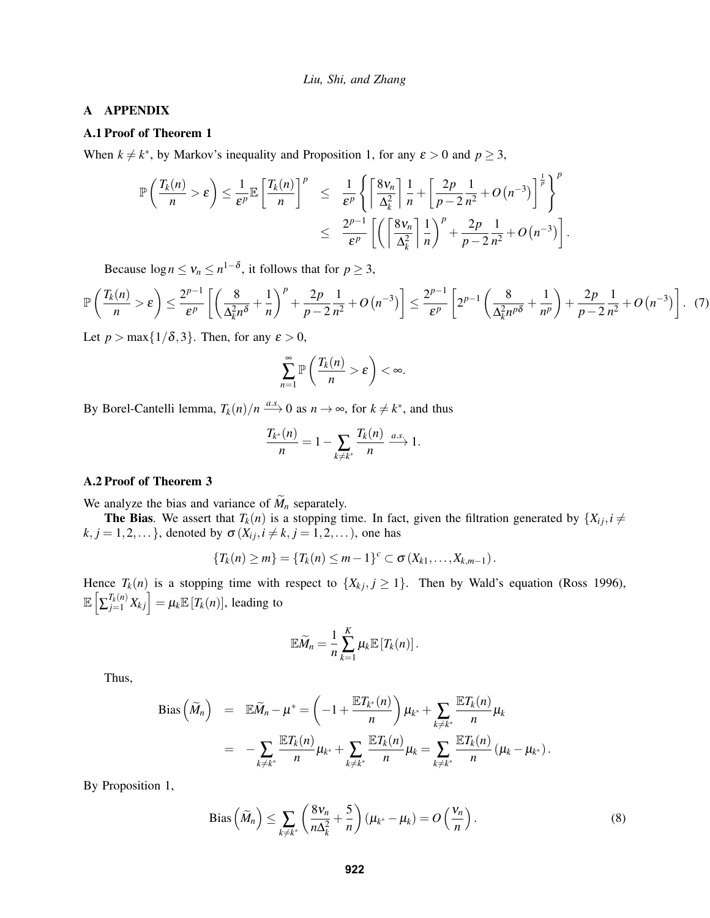## A APPENDIX

### A.1 Proof of Theorem 1

When $k \neq k^*$, by Markov's inequality and Proposition 1, for any $\varepsilon > 0$ and $p \geq 3$,

$$
\begin{aligned}
\mathbb{P}\left(\frac{T_k(n)}{n} > \varepsilon\right) \leq \frac{1}{\varepsilon^p}\mathbb{E}\left[\frac{T_k(n)}{n}\right]^p &\leq \frac{1}{\varepsilon^p}\left\{\left\lceil \frac{8\nu_n}{\Delta_k^2}\right\rceil \frac{1}{n} + \left[\frac{2p}{p-2}\frac{1}{n^2} + O\left(n^{-3}\right)\right]^{\frac{1}{p}}\right\}^p \\
&\leq \frac{2^{p-1}}{\varepsilon^p}\left[\left(\left\lceil \frac{8\nu_n}{\Delta_k^2}\right\rceil \frac{1}{n}\right)^p + \frac{2p}{p-2}\frac{1}{n^2} + O\left(n^{-3}\right)\right].
\end{aligned}
$$

Because $\log n \leq \nu_n \leq n^{1-\delta}$, it follows that for $p \geq 3$,

$$
\mathbb{P}\left(\frac{T_k(n)}{n} > \varepsilon\right) \leq \frac{2^{p-1}}{\varepsilon^p}\left[\left(\frac{8}{\Delta_k^2 n^\delta} + \frac{1}{n}\right)^p + \frac{2p}{p-2}\frac{1}{n^2} + O\left(n^{-3}\right)\right] \leq \frac{2^{p-1}}{\varepsilon^p}\left[2^{p-1}\left(\frac{8}{\Delta_k^2 n^{p\delta}} + \frac{1}{n^p}\right) + \frac{2p}{p-2}\frac{1}{n^2} + O\left(n^{-3}\right)\right]. \quad (7)
$$

Let $p > \max\{1/\delta, 3\}$. Then, for any $\varepsilon > 0$,

$$
\sum_{n=1}^{\infty} \mathbb{P}\left(\frac{T_k(n)}{n} > \varepsilon\right) < \infty.
$$

By Borel-Cantelli lemma, $T_k(n)/n \xrightarrow{a.s.} 0$ as $n \to \infty$, for $k \neq k^*$, and thus

$$
\frac{T_{k^*}(n)}{n} = 1 - \sum_{k \neq k^*} \frac{T_k(n)}{n} \xrightarrow{a.s.} 1.
$$

### A.2 Proof of Theorem 3

We analyze the bias and variance of $\widetilde{M}_n$ separately.

**The Bias**. We assert that $T_k(n)$ is a stopping time. In fact, given the filtration generated by $\{X_{ij}, i \neq k, j = 1, 2, \dots\}$, denoted by $\sigma(X_{ij}, i \neq k, j = 1, 2, \dots)$, one has

$$
\{T_k(n) \geq m\} = \{T_k(n) \leq m-1\}^c \subset \sigma\left(X_{k1}, \dots, X_{k,m-1}\right).
$$

Hence $T_k(n)$ is a stopping time with respect to $\{X_{kj}, j \geq 1\}$. Then by Wald's equation (Ross 1996), $\mathbb{E}\left[\sum_{j=1}^{T_k(n)} X_{kj}\right] = \mu_k \mathbb{E}\left[T_k(n)\right]$, leading to

$$
\mathbb{E}\widetilde{M}_n = \frac{1}{n}\sum_{k=1}^{K} \mu_k \mathbb{E}\left[T_k(n)\right].
$$

Thus,

$$
\begin{aligned}
\mathrm{Bias}\left(\widetilde{M}_n\right) &= \mathbb{E}\widetilde{M}_n - \mu^* = \left(-1 + \frac{\mathbb{E}T_{k^*}(n)}{n}\right)\mu_{k^*} + \sum_{k \neq k^*} \frac{\mathbb{E}T_k(n)}{n}\mu_k \\
&= -\sum_{k \neq k^*} \frac{\mathbb{E}T_k(n)}{n}\mu_{k^*} + \sum_{k \neq k^*} \frac{\mathbb{E}T_k(n)}{n}\mu_k = \sum_{k \neq k^*} \frac{\mathbb{E}T_k(n)}{n}\left(\mu_k - \mu_{k^*}\right).
\end{aligned}
$$

By Proposition 1,

$$
\mathrm{Bias}\left(\widetilde{M}_n\right) \leq \sum_{k \neq k^*}\left(\frac{8\nu_n}{n\Delta_k^2} + \frac{5}{n}\right)\left(\mu_{k^*} - \mu_k\right) = O\left(\frac{\nu_n}{n}\right). \quad (8)
$$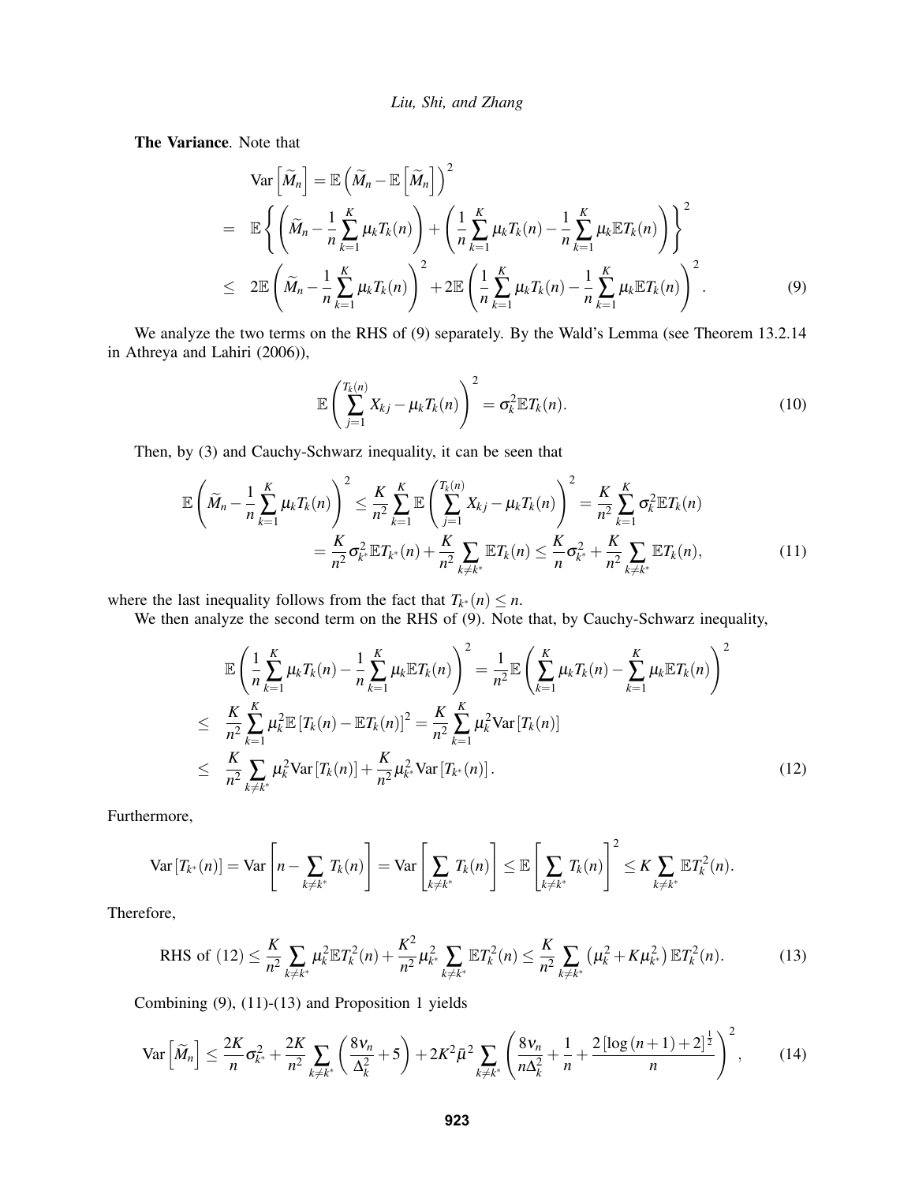**The Variance**. Note that

$$
\begin{aligned}
& \operatorname{Var}\left[\widetilde{M}_n\right] = \mathbb{E}\left(\widetilde{M}_n - \mathbb{E}\left[\widetilde{M}_n\right]\right)^2 \\
= \quad & \mathbb{E}\left\{\left(\widetilde{M}_n - \frac{1}{n}\sum_{k=1}^{K}\mu_k T_k(n)\right) + \left(\frac{1}{n}\sum_{k=1}^{K}\mu_k T_k(n) - \frac{1}{n}\sum_{k=1}^{K}\mu_k \mathbb{E}T_k(n)\right)\right\}^2 \\
\leq \quad & 2\mathbb{E}\left(\widetilde{M}_n - \frac{1}{n}\sum_{k=1}^{K}\mu_k T_k(n)\right)^2 + 2\mathbb{E}\left(\frac{1}{n}\sum_{k=1}^{K}\mu_k T_k(n) - \frac{1}{n}\sum_{k=1}^{K}\mu_k \mathbb{E}T_k(n)\right)^2. \qquad (9)
\end{aligned}
$$

We analyze the two terms on the RHS of (9) separately. By the Wald's Lemma (see Theorem 13.2.14 in Athreya and Lahiri (2006)),

$$
\mathbb{E}\left(\sum_{j=1}^{T_k(n)} X_{kj} - \mu_k T_k(n)\right)^2 = \sigma_k^2 \mathbb{E}T_k(n). \qquad (10)
$$

Then, by (3) and Cauchy-Schwarz inequality, it can be seen that

$$
\begin{aligned}
\mathbb{E}\left(\widetilde{M}_n - \frac{1}{n}\sum_{k=1}^{K}\mu_k T_k(n)\right)^2 &\leq \frac{K}{n^2}\sum_{k=1}^{K}\mathbb{E}\left(\sum_{j=1}^{T_k(n)} X_{kj} - \mu_k T_k(n)\right)^2 = \frac{K}{n^2}\sum_{k=1}^{K}\sigma_k^2 \mathbb{E}T_k(n) \\
&= \frac{K}{n^2}\sigma_{k^*}^2 \mathbb{E}T_{k^*}(n) + \frac{K}{n^2}\sum_{k\neq k^*}\mathbb{E}T_k(n) \leq \frac{K}{n}\sigma_{k^*}^2 + \frac{K}{n^2}\sum_{k\neq k^*}\mathbb{E}T_k(n), \qquad (11)
\end{aligned}
$$

where the last inequality follows from the fact that $T_{k^*}(n) \leq n$.

We then analyze the second term on the RHS of (9). Note that, by Cauchy-Schwarz inequality,

$$
\begin{aligned}
& \mathbb{E}\left(\frac{1}{n}\sum_{k=1}^{K}\mu_k T_k(n) - \frac{1}{n}\sum_{k=1}^{K}\mu_k \mathbb{E}T_k(n)\right)^2 = \frac{1}{n^2}\mathbb{E}\left(\sum_{k=1}^{K}\mu_k T_k(n) - \sum_{k=1}^{K}\mu_k \mathbb{E}T_k(n)\right)^2 \\
\leq \quad & \frac{K}{n^2}\sum_{k=1}^{K}\mu_k^2 \mathbb{E}\left[T_k(n) - \mathbb{E}T_k(n)\right]^2 = \frac{K}{n^2}\sum_{k=1}^{K}\mu_k^2 \operatorname{Var}\left[T_k(n)\right] \\
\leq \quad & \frac{K}{n^2}\sum_{k\neq k^*}\mu_k^2 \operatorname{Var}\left[T_k(n)\right] + \frac{K}{n^2}\mu_{k^*}^2 \operatorname{Var}\left[T_{k^*}(n)\right]. \qquad (12)
\end{aligned}
$$

Furthermore,

$$
\operatorname{Var}\left[T_{k^*}(n)\right] = \operatorname{Var}\left[n - \sum_{k\neq k^*}T_k(n)\right] = \operatorname{Var}\left[\sum_{k\neq k^*}T_k(n)\right] \leq \mathbb{E}\left[\sum_{k\neq k^*}T_k(n)\right]^2 \leq K\sum_{k\neq k^*}\mathbb{E}T_k^2(n).
$$

Therefore,

$$
\text{RHS of } (12) \leq \frac{K}{n^2}\sum_{k\neq k^*}\mu_k^2 \mathbb{E}T_k^2(n) + \frac{K^2}{n^2}\mu_{k^*}^2\sum_{k\neq k^*}\mathbb{E}T_k^2(n) \leq \frac{K}{n^2}\sum_{k\neq k^*}\left(\mu_k^2 + K\mu_{k^*}^2\right)\mathbb{E}T_k^2(n). \qquad (13)
$$

Combining (9), (11)-(13) and Proposition 1 yields

$$
\operatorname{Var}\left[\widetilde{M}_n\right] \leq \frac{2K}{n}\sigma_{k^*}^2 + \frac{2K}{n^2}\sum_{k\neq k^*}\left(\frac{8\nu_n}{\Delta_k^2} + 5\right) + 2K^2\bar{\mu}^2\sum_{k\neq k^*}\left(\frac{8\nu_n}{n\Delta_k^2} + \frac{1}{n} + \frac{2\left[\log(n+1)+2\right]^{\frac{1}{2}}}{n}\right)^2, \qquad (14)
$$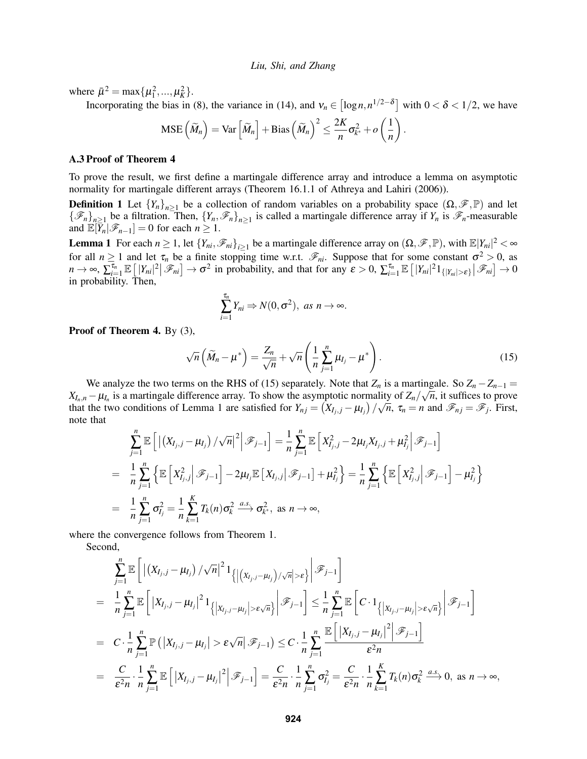where $\bar{\mu}^2 = \max\{\mu_1^2, ..., \mu_K^2\}$.

Incorporating the bias in (8), the variance in (14), and $\nu_n \in \left[\log n, n^{1/2-\delta}\right]$ with $0 < \delta < 1/2$, we have

$$\mathrm{MSE}\left(\widetilde{M}_n\right) = \mathrm{Var}\left[\widetilde{M}_n\right] + \mathrm{Bias}\left(\widetilde{M}_n\right)^2 \leq \frac{2K}{n}\sigma_{k^*}^2 + o\left(\frac{1}{n}\right).$$

### A.3 Proof of Theorem 4

To prove the result, we first define a martingale difference array and introduce a lemma on asymptotic normality for martingale different arrays (Theorem 16.1.1 of Athreya and Lahiri (2006)).

**Definition 1** Let $\{Y_n\}_{n\geq 1}$ be a collection of random variables on a probability space $(\Omega, \mathscr{F}, \mathbb{P})$ and let $\{\mathscr{F}_n\}_{n\geq 1}$ be a filtration. Then, $\{Y_n, \mathscr{F}_n\}_{n\geq 1}$ is called a martingale difference array if $Y_n$ is $\mathscr{F}_n$-measurable and $\mathbb{E}[Y_n|\mathscr{F}_{n-1}] = 0$ for each $n \geq 1$.

**Lemma 1** For each $n \geq 1$, let $\{Y_{ni}, \mathscr{F}_{ni}\}_{i\geq 1}$ be a martingale difference array on $(\Omega, \mathscr{F}, \mathbb{P})$, with $\mathbb{E}|Y_{ni}|^2 < \infty$ for all $n \geq 1$ and let $\tau_n$ be a finite stopping time w.r.t. $\mathscr{F}_{ni}$. Suppose that for some constant $\sigma^2 > 0$, as $n \to \infty$, $\sum_{i=1}^{\tau_n} \mathbb{E}\left[|Y_{ni}|^2 \middle| \mathscr{F}_{ni}\right] \to \sigma^2$ in probability, and that for any $\varepsilon > 0$, $\sum_{i=1}^{\tau_n} \mathbb{E}\left[|Y_{ni}|^2 1_{\{|Y_{ni}|>\varepsilon\}} \middle| \mathscr{F}_{ni}\right] \to 0$ in probability. Then,

$$\sum_{i=1}^{\tau_n} Y_{ni} \Rightarrow N(0, \sigma^2), \ as \ n \to \infty.$$

**Proof of Theorem 4.** By (3),

$$\sqrt{n}\left(\widetilde{M}_n - \mu^*\right) = \frac{Z_n}{\sqrt{n}} + \sqrt{n}\left(\frac{1}{n}\sum_{j=1}^n \mu_{I_j} - \mu^*\right). \tag{15}$$

We analyze the two terms on the RHS of (15) separately. Note that $Z_n$ is a martingale. So $Z_n - Z_{n-1} = X_{I_n,n} - \mu_{I_n}$ is a martingale difference array. To show the asymptotic normality of $Z_n/\sqrt{n}$, it suffices to prove that the two conditions of Lemma 1 are satisfied for $Y_{nj} = \left(X_{I_j,j} - \mu_{I_j}\right)/\sqrt{n}$, $\tau_n = n$ and $\mathscr{F}_{nj} = \mathscr{F}_j$. First, note that

$$\begin{aligned}
&\sum_{j=1}^n \mathbb{E}\left[\left|\left(X_{I_j,j} - \mu_{I_j}\right)/\sqrt{n}\right|^2 \middle| \mathscr{F}_{j-1}\right] = \frac{1}{n}\sum_{j=1}^n \mathbb{E}\left[X_{I_j,j}^2 - 2\mu_{I_j}X_{I_j,j} + \mu_{I_j}^2 \middle| \mathscr{F}_{j-1}\right] \\
= \ & \frac{1}{n}\sum_{j=1}^n \left\{\mathbb{E}\left[X_{I_j,j}^2 \middle| \mathscr{F}_{j-1}\right] - 2\mu_{I_j}\mathbb{E}\left[X_{I_j,j} \middle| \mathscr{F}_{j-1}\right] + \mu_{I_j}^2\right\} = \frac{1}{n}\sum_{j=1}^n \left\{\mathbb{E}\left[X_{I_j,j}^2 \middle| \mathscr{F}_{j-1}\right] - \mu_{I_j}^2\right\} \\
= \ & \frac{1}{n}\sum_{j=1}^n \sigma_{I_j}^2 = \frac{1}{n}\sum_{k=1}^K T_k(n)\sigma_k^2 \xrightarrow{a.s.} \sigma_{k^*}^2, \text{ as } n \to \infty,
\end{aligned}$$

where the convergence follows from Theorem 1.

Second,

$$\begin{aligned}
&\sum_{j=1}^n \mathbb{E}\left[\left|\left(X_{I_j,j} - \mu_{I_j}\right)/\sqrt{n}\right|^2 1_{\left\{\left|\left(X_{I_j,j}-\mu_{I_j}\right)/\sqrt{n}\right|>\varepsilon\right\}} \middle| \mathscr{F}_{j-1}\right] \\
= \ & \frac{1}{n}\sum_{j=1}^n \mathbb{E}\left[\left|X_{I_j,j} - \mu_{I_j}\right|^2 1_{\left\{\left|X_{I_j,j}-\mu_{I_j}\right|>\varepsilon\sqrt{n}\right\}} \middle| \mathscr{F}_{j-1}\right] \leq \frac{1}{n}\sum_{j=1}^n \mathbb{E}\left[C \cdot 1_{\left\{\left|X_{I_j,j}-\mu_{I_j}\right|>\varepsilon\sqrt{n}\right\}} \middle| \mathscr{F}_{j-1}\right] \\
= \ & C \cdot \frac{1}{n}\sum_{j=1}^n \mathbb{P}\left(\left|X_{I_j,j} - \mu_{I_j}\right| > \varepsilon\sqrt{n} \middle| \mathscr{F}_{j-1}\right) \leq C \cdot \frac{1}{n}\sum_{j=1}^n \frac{\mathbb{E}\left[\left|X_{I_j,j} - \mu_{I_j}\right|^2 \middle| \mathscr{F}_{j-1}\right]}{\varepsilon^2 n} \\
= \ & \frac{C}{\varepsilon^2 n} \cdot \frac{1}{n}\sum_{j=1}^n \mathbb{E}\left[\left|X_{I_j,j} - \mu_{I_j}\right|^2 \middle| \mathscr{F}_{j-1}\right] = \frac{C}{\varepsilon^2 n} \cdot \frac{1}{n}\sum_{j=1}^n \sigma_{I_j}^2 = \frac{C}{\varepsilon^2 n} \cdot \frac{1}{n}\sum_{k=1}^K T_k(n)\sigma_k^2 \xrightarrow{a.s.} 0, \text{ as } n \to \infty,
\end{aligned}$$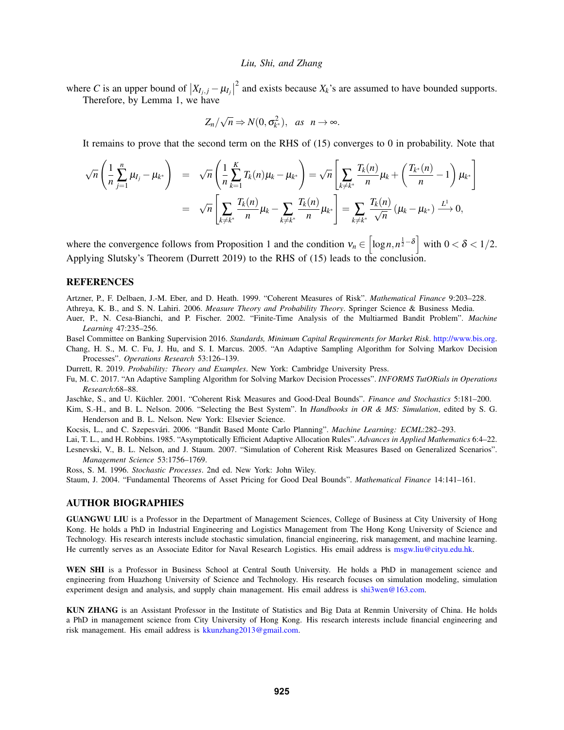where $C$ is an upper bound of $\left|X_{I_j,j} - \mu_{I_j}\right|^2$ and exists because $X_k$'s are assumed to have bounded supports.

Therefore, by Lemma 1, we have

$$Z_n/\sqrt{n} \Rightarrow N(0, \sigma_{k^*}^2), \quad as \quad n \to \infty.$$

It remains to prove that the second term on the RHS of (15) converges to 0 in probability. Note that

$$\begin{aligned}
\sqrt{n}\left(\frac{1}{n}\sum_{j=1}^{n}\mu_{I_j} - \mu_{k^*}\right) &= \sqrt{n}\left(\frac{1}{n}\sum_{k=1}^{K}T_k(n)\mu_k - \mu_{k^*}\right) = \sqrt{n}\left[\sum_{k\neq k^*}\frac{T_k(n)}{n}\mu_k + \left(\frac{T_{k^*}(n)}{n} - 1\right)\mu_{k^*}\right] \\
&= \sqrt{n}\left[\sum_{k\neq k^*}\frac{T_k(n)}{n}\mu_k - \sum_{k\neq k^*}\frac{T_k(n)}{n}\mu_{k^*}\right] = \sum_{k\neq k^*}\frac{T_k(n)}{\sqrt{n}}\left(\mu_k - \mu_{k^*}\right) \xrightarrow{L^1} 0,
\end{aligned}$$

where the convergence follows from Proposition 1 and the condition $\nu_n \in \left[\log n, n^{\frac{1}{2}-\delta}\right]$ with $0 < \delta < 1/2$. Applying Slutsky's Theorem (Durrett 2019) to the RHS of (15) leads to the conclusion.

## REFERENCES

Artzner, P., F. Delbaen, J.-M. Eber, and D. Heath. 1999. "Coherent Measures of Risk". *Mathematical Finance* 9:203–228.

Athreya, K. B., and S. N. Lahiri. 2006. *Measure Theory and Probability Theory*. Springer Science & Business Media.

Auer, P., N. Cesa-Bianchi, and P. Fischer. 2002. "Finite-Time Analysis of the Multiarmed Bandit Problem". *Machine Learning* 47:235–256.

Basel Committee on Banking Supervision 2016. *Standards, Minimum Capital Requirements for Market Risk*. http://www.bis.org.

Chang, H. S., M. C. Fu, J. Hu, and S. I. Marcus. 2005. "An Adaptive Sampling Algorithm for Solving Markov Decision Processes". *Operations Research* 53:126–139.

Durrett, R. 2019. *Probability: Theory and Examples*. New York: Cambridge University Press.

Fu, M. C. 2017. "An Adaptive Sampling Algorithm for Solving Markov Decision Processes". *INFORMS TutORials in Operations Research*:68–88.

Jaschke, S., and U. Küchler. 2001. "Coherent Risk Measures and Good-Deal Bounds". *Finance and Stochastics* 5:181–200.

Kim, S.-H., and B. L. Nelson. 2006. "Selecting the Best System". In *Handbooks in OR & MS: Simulation*, edited by S. G. Henderson and B. L. Nelson. New York: Elsevier Science.

Kocsis, L., and C. Szepesvári. 2006. "Bandit Based Monte Carlo Planning". *Machine Learning: ECML*:282–293.

Lai, T. L., and H. Robbins. 1985. "Asymptotically Efficient Adaptive Allocation Rules". *Advances in Applied Mathematics* 6:4–22.

Lesnevski, V., B. L. Nelson, and J. Staum. 2007. "Simulation of Coherent Risk Measures Based on Generalized Scenarios". *Management Science* 53:1756–1769.

Ross, S. M. 1996. *Stochastic Processes*. 2nd ed. New York: John Wiley.

Staum, J. 2004. "Fundamental Theorems of Asset Pricing for Good Deal Bounds". *Mathematical Finance* 14:141–161.

## AUTHOR BIOGRAPHIES

**GUANGWU LIU** is a Professor in the Department of Management Sciences, College of Business at City University of Hong Kong. He holds a PhD in Industrial Engineering and Logistics Management from The Hong Kong University of Science and Technology. His research interests include stochastic simulation, financial engineering, risk management, and machine learning. He currently serves as an Associate Editor for Naval Research Logistics. His email address is msgw.liu@cityu.edu.hk.

**WEN SHI** is a Professor in Business School at Central South University. He holds a PhD in management science and engineering from Huazhong University of Science and Technology. His research focuses on simulation modeling, simulation experiment design and analysis, and supply chain management. His email address is shi3wen@163.com.

**KUN ZHANG** is an Assistant Professor in the Institute of Statistics and Big Data at Renmin University of China. He holds a PhD in management science from City University of Hong Kong. His research interests include financial engineering and risk management. His email address is kkunzhang2013@gmail.com.